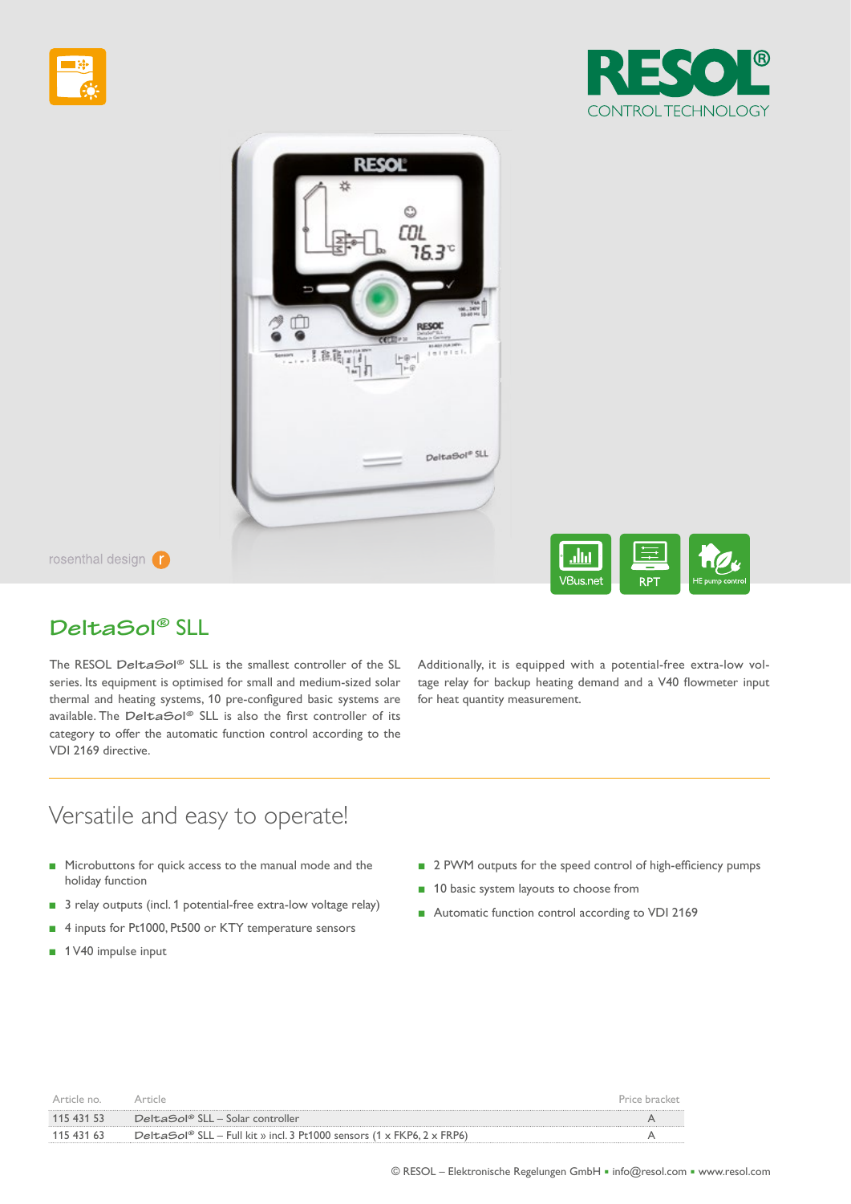RESOL®
CONTROL TECHNOLOGY

rosenthal design

VBus.net | RPT | HE pump control

# DeltaSol® SLL

The RESOL DeltaSol® SLL is the smallest controller of the SL series. Its equipment is optimised for small and medium-sized solar thermal and heating systems, 10 pre-configured basic systems are available. The DeltaSol® SLL is also the first controller of its category to offer the automatic function control according to the VDI 2169 directive.

Additionally, it is equipped with a potential-free extra-low voltage relay for backup heating demand and a V40 flowmeter input for heat quantity measurement.

## Versatile and easy to operate!

- Microbuttons for quick access to the manual mode and the holiday function
- 3 relay outputs (incl. 1 potential-free extra-low voltage relay)
- 4 inputs for Pt1000, Pt500 or KTY temperature sensors
- 1 V40 impulse input
- 2 PWM outputs for the speed control of high-efficiency pumps
- 10 basic system layouts to choose from
- Automatic function control according to VDI 2169

| Article no. | Article | Price bracket |
|---|---|---|
| 115 431 53 | DeltaSol® SLL – Solar controller | A |
| 115 431 63 | DeltaSol® SLL – Full kit » incl. 3 Pt1000 sensors (1 x FKP6, 2 x FRP6) | A |

© RESOL – Elektronische Regelungen GmbH ▪ info@resol.com ▪ www.resol.com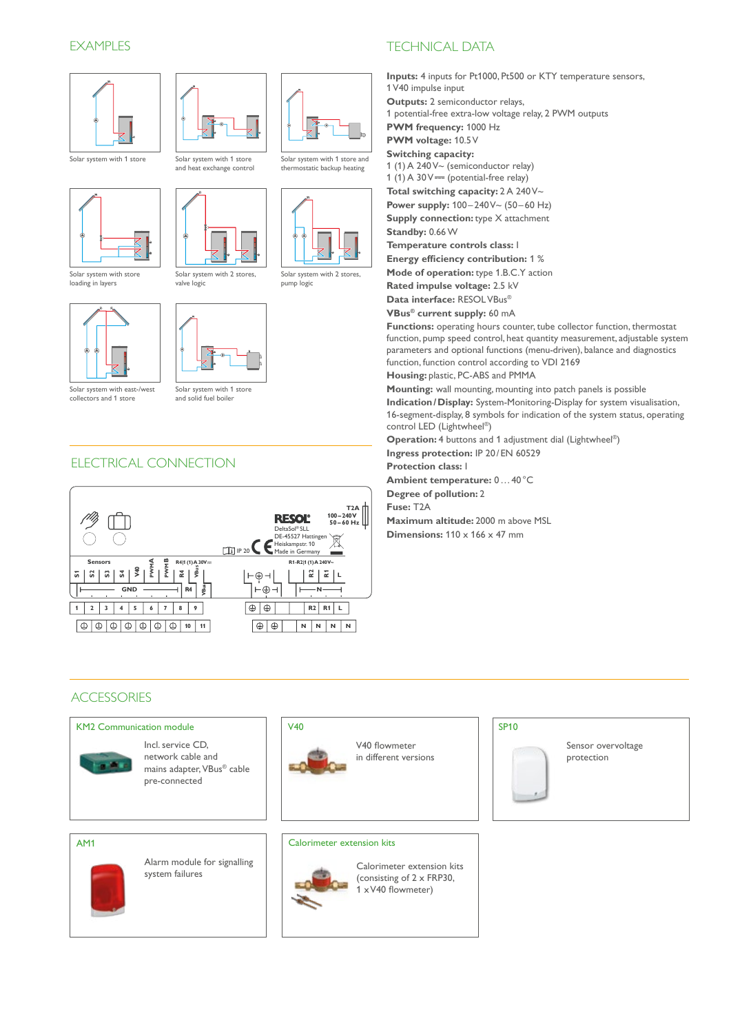## EXAMPLES

Solar system with 1 store

Solar system with 1 store and heat exchange control

Solar system with 1 store and thermostatic backup heating

Solar system with store loading in layers

Solar system with 2 stores, valve logic

Solar system with 2 stores, pump logic

Solar system with east-/west collectors and 1 store

Solar system with 1 store and solid fuel boiler

## ELECTRICAL CONNECTION

T2A
100–240 V
50–60 Hz

RESOL
DeltaSol® SLL
DE-45527 Hattingen
Heiskampstr. 10
Made in Germany

IP 20

Sensors
S1 S2 S3 S4 V40 PWMA PWMB
R4|1 (1) A 30 V⎓
R4 VBus
GND R4 VBus
R1-R2|1 (1) A 240 V~
R2 R1 L
N

1 2 3 4 5 6 7 8 9
10 11
R2 R1 L
N N N N

## TECHNICAL DATA

**Inputs:** 4 inputs for Pt1000, Pt500 or KTY temperature sensors, 1 V40 impulse input

**Outputs:** 2 semiconductor relays, 1 potential-free extra-low voltage relay, 2 PWM outputs

**PWM frequency:** 1000 Hz

**PWM voltage:** 10.5 V

**Switching capacity:**
1 (1) A 240 V~ (semiconductor relay)
1 (1) A 30 V⎓ (potential-free relay)

**Total switching capacity:** 2 A 240 V~

**Power supply:** 100 – 240 V~ (50 – 60 Hz)

**Supply connection:** type X attachment

**Standby:** 0.66 W

**Temperature controls class:** I

**Energy efficiency contribution:** 1 %

**Mode of operation:** type 1.B.C.Y action

**Rated impulse voltage:** 2.5 kV

**Data interface:** RESOL VBus®

**VBus® current supply:** 60 mA

**Functions:** operating hours counter, tube collector function, thermostat function, pump speed control, heat quantity measurement, adjustable system parameters and optional functions (menu-driven), balance and diagnostics function, function control according to VDI 2169

**Housing:** plastic, PC-ABS and PMMA

**Mounting:** wall mounting, mounting into patch panels is possible

**Indication / Display:** System-Monitoring-Display for system visualisation, 16-segment-display, 8 symbols for indication of the system status, operating control LED (Lightwheel®)

**Operation:** 4 buttons and 1 adjustment dial (Lightwheel®)

**Ingress protection:** IP 20 / EN 60529

**Protection class:** I

**Ambient temperature:** 0 … 40 °C

**Degree of pollution:** 2

**Fuse:** T2A

**Maximum altitude:** 2000 m above MSL

**Dimensions:** 110 x 166 x 47 mm

## ACCESSORIES

### KM2 Communication module

Incl. service CD, network cable and mains adapter, VBus® cable pre-connected

### V40

V40 flowmeter in different versions

### SP10

Sensor overvoltage protection

### AM1

Alarm module for signalling system failures

### Calorimeter extension kits

Calorimeter extension kits (consisting of 2 x FRP30, 1 x V40 flowmeter)